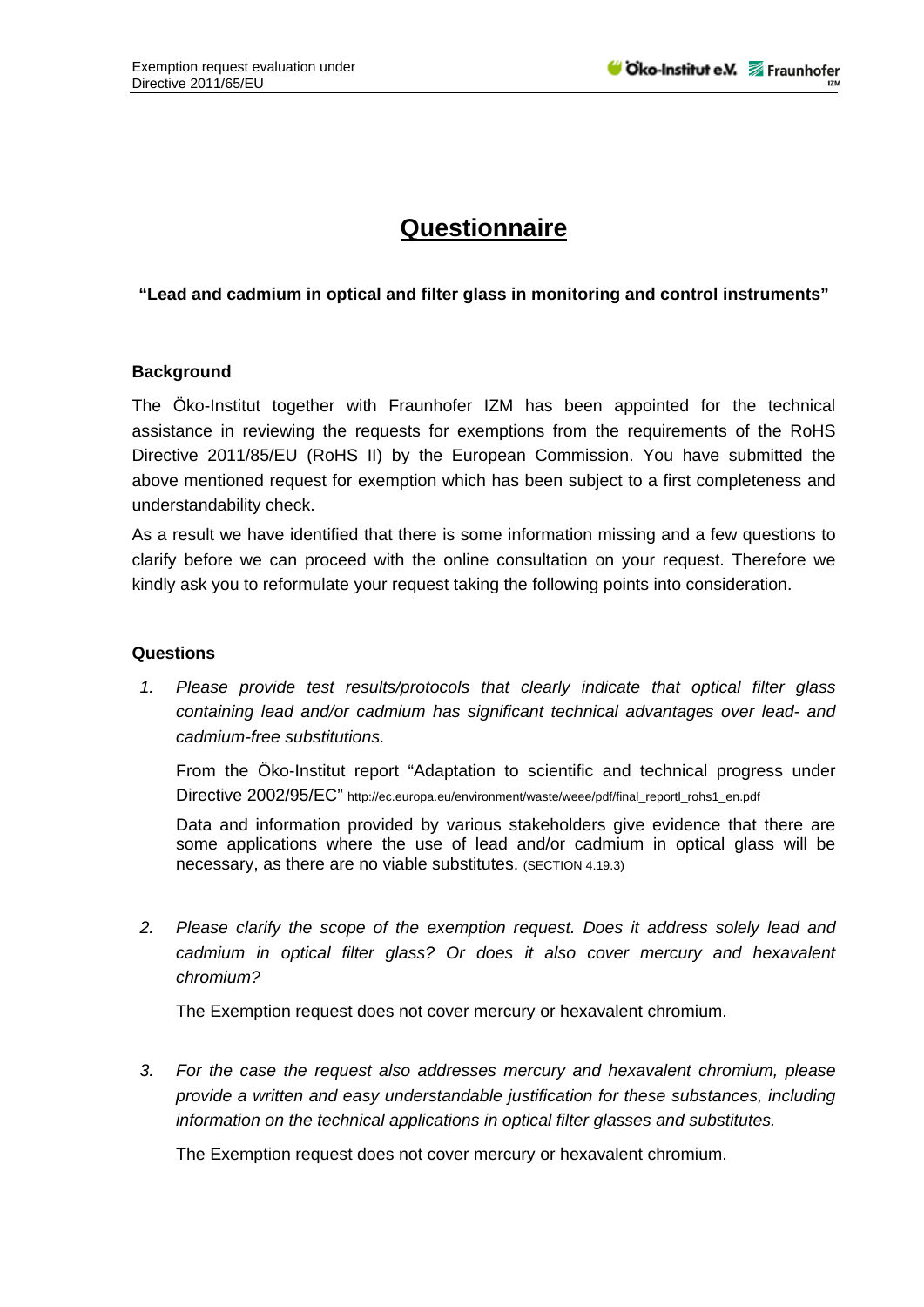# Questionnaire

**"Lead and cadmium in optical and filter glass in monitoring and control instruments"**

## Background

The Öko-Institut together with Fraunhofer IZM has been appointed for the technical assistance in reviewing the requests for exemptions from the requirements of the RoHS Directive 2011/85/EU (RoHS II) by the European Commission. You have submitted the above mentioned request for exemption which has been subject to a first completeness and understandability check.

As a result we have identified that there is some information missing and a few questions to clarify before we can proceed with the online consultation on your request. Therefore we kindly ask you to reformulate your request taking the following points into consideration.

## Questions

1. *Please provide test results/protocols that clearly indicate that optical filter glass containing lead and/or cadmium has significant technical advantages over lead- and cadmium-free substitutions.*

   From the Öko-Institut report "Adaptation to scientific and technical progress under Directive 2002/95/EC" http://ec.europa.eu/environment/waste/weee/pdf/final_reportl_rohs1_en.pdf

   Data and information provided by various stakeholders give evidence that there are some applications where the use of lead and/or cadmium in optical glass will be necessary, as there are no viable substitutes. (SECTION 4.19.3)

2. *Please clarify the scope of the exemption request. Does it address solely lead and cadmium in optical filter glass? Or does it also cover mercury and hexavalent chromium?*

   The Exemption request does not cover mercury or hexavalent chromium.

3. *For the case the request also addresses mercury and hexavalent chromium, please provide a written and easy understandable justification for these substances, including information on the technical applications in optical filter glasses and substitutes.*

   The Exemption request does not cover mercury or hexavalent chromium.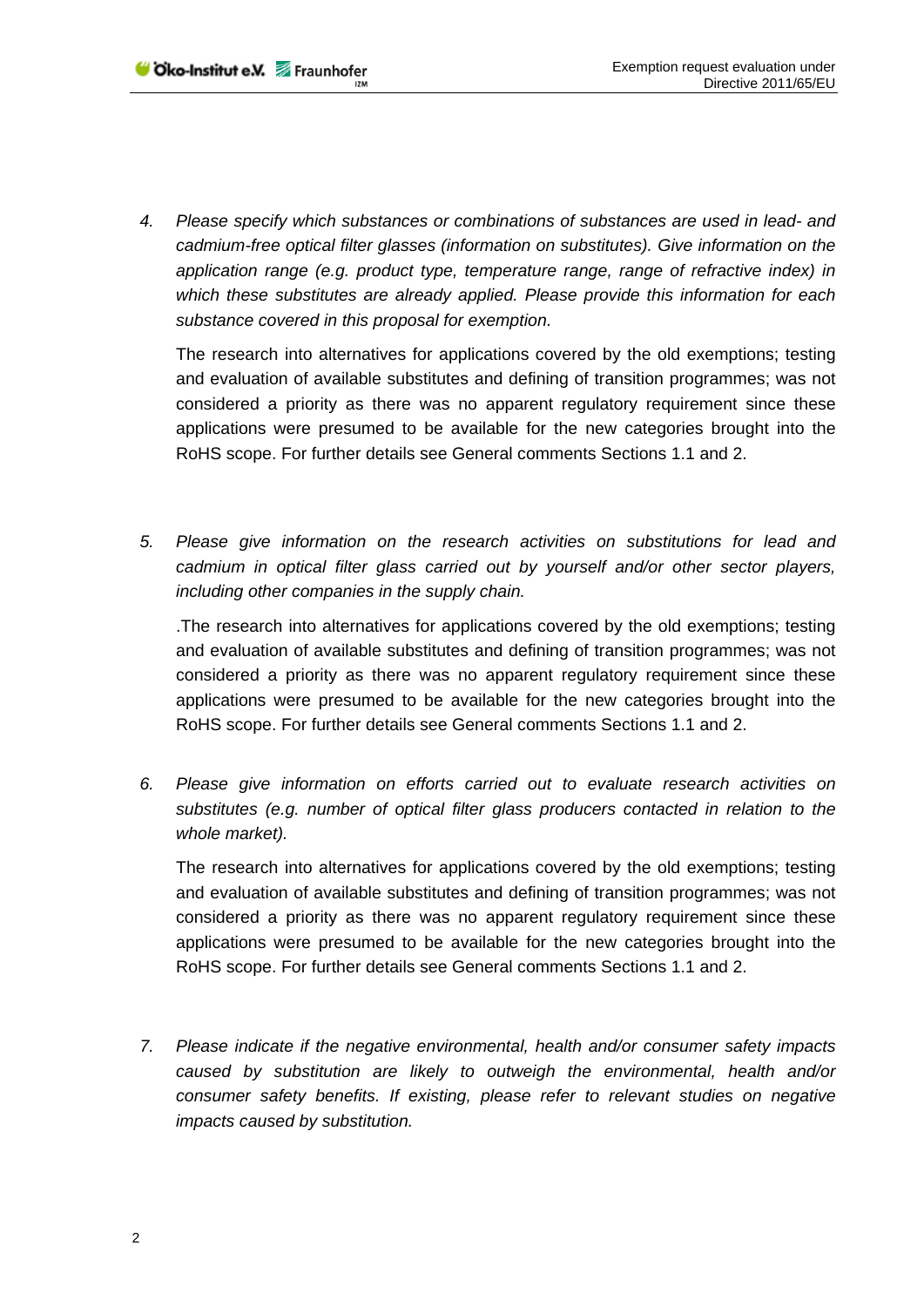4. *Please specify which substances or combinations of substances are used in lead- and cadmium-free optical filter glasses (information on substitutes). Give information on the application range (e.g. product type, temperature range, range of refractive index) in which these substitutes are already applied. Please provide this information for each substance covered in this proposal for exemption.*

   The research into alternatives for applications covered by the old exemptions; testing and evaluation of available substitutes and defining of transition programmes; was not considered a priority as there was no apparent regulatory requirement since these applications were presumed to be available for the new categories brought into the RoHS scope. For further details see General comments Sections 1.1 and 2.

5. *Please give information on the research activities on substitutions for lead and cadmium in optical filter glass carried out by yourself and/or other sector players, including other companies in the supply chain.*

   .The research into alternatives for applications covered by the old exemptions; testing and evaluation of available substitutes and defining of transition programmes; was not considered a priority as there was no apparent regulatory requirement since these applications were presumed to be available for the new categories brought into the RoHS scope. For further details see General comments Sections 1.1 and 2.

6. *Please give information on efforts carried out to evaluate research activities on substitutes (e.g. number of optical filter glass producers contacted in relation to the whole market).*

   The research into alternatives for applications covered by the old exemptions; testing and evaluation of available substitutes and defining of transition programmes; was not considered a priority as there was no apparent regulatory requirement since these applications were presumed to be available for the new categories brought into the RoHS scope. For further details see General comments Sections 1.1 and 2.

7. *Please indicate if the negative environmental, health and/or consumer safety impacts caused by substitution are likely to outweigh the environmental, health and/or consumer safety benefits. If existing, please refer to relevant studies on negative impacts caused by substitution.*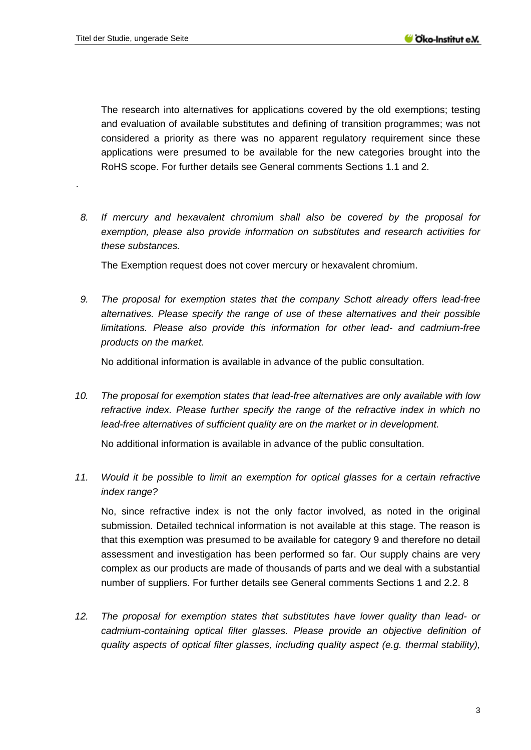The research into alternatives for applications covered by the old exemptions; testing and evaluation of available substitutes and defining of transition programmes; was not considered a priority as there was no apparent regulatory requirement since these applications were presumed to be available for the new categories brought into the RoHS scope. For further details see General comments Sections 1.1 and 2.

.

8. *If mercury and hexavalent chromium shall also be covered by the proposal for exemption, please also provide information on substitutes and research activities for these substances.*

   The Exemption request does not cover mercury or hexavalent chromium.

9. *The proposal for exemption states that the company Schott already offers lead-free alternatives. Please specify the range of use of these alternatives and their possible limitations. Please also provide this information for other lead- and cadmium-free products on the market.*

   No additional information is available in advance of the public consultation.

10. *The proposal for exemption states that lead-free alternatives are only available with low refractive index. Please further specify the range of the refractive index in which no lead-free alternatives of sufficient quality are on the market or in development.*

    No additional information is available in advance of the public consultation.

11. *Would it be possible to limit an exemption for optical glasses for a certain refractive index range?*

    No, since refractive index is not the only factor involved, as noted in the original submission. Detailed technical information is not available at this stage. The reason is that this exemption was presumed to be available for category 9 and therefore no detail assessment and investigation has been performed so far. Our supply chains are very complex as our products are made of thousands of parts and we deal with a substantial number of suppliers. For further details see General comments Sections 1 and 2.2. 8

12. *The proposal for exemption states that substitutes have lower quality than lead- or cadmium-containing optical filter glasses. Please provide an objective definition of quality aspects of optical filter glasses, including quality aspect (e.g. thermal stability),*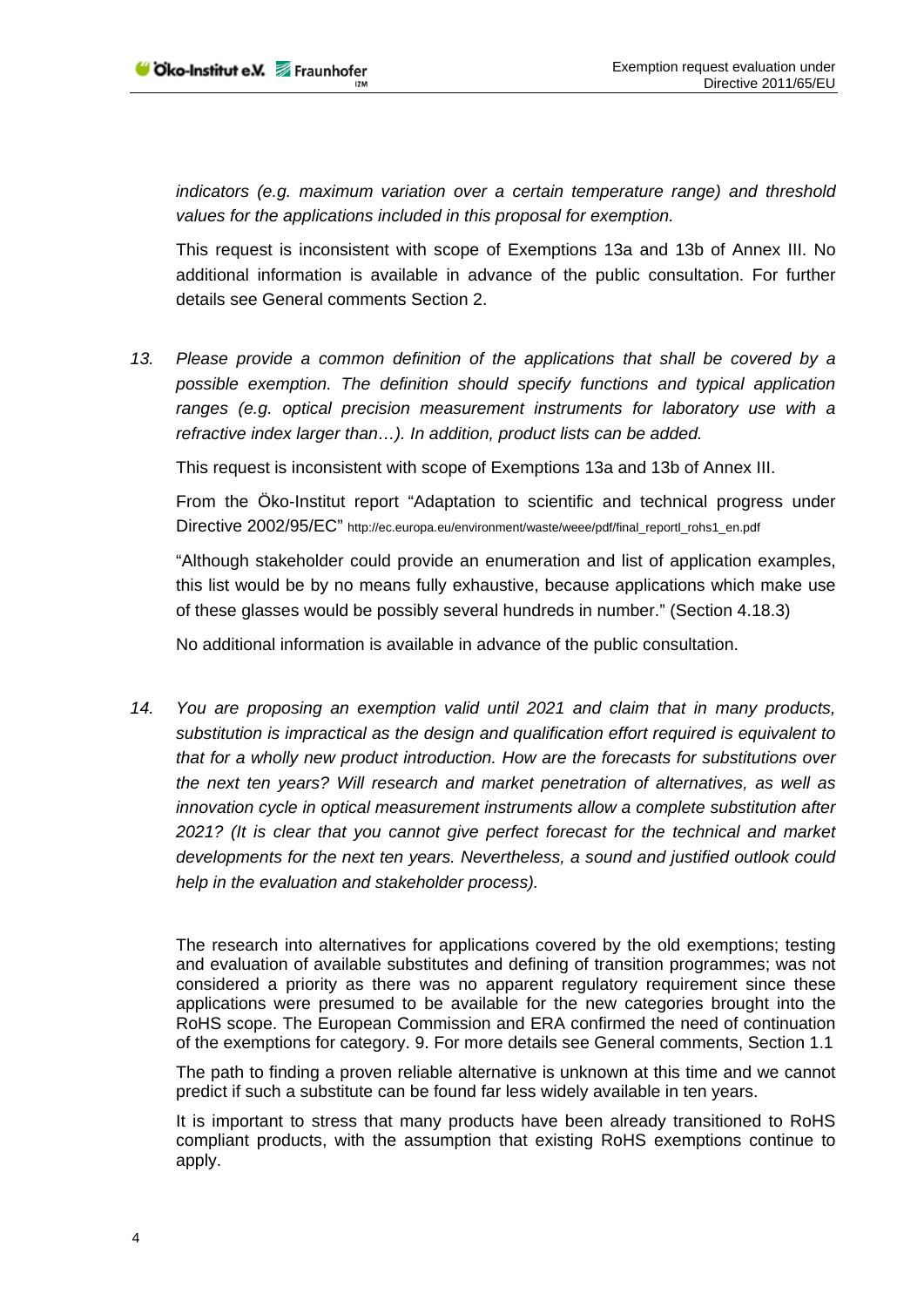*indicators (e.g. maximum variation over a certain temperature range) and threshold values for the applications included in this proposal for exemption.*

This request is inconsistent with scope of Exemptions 13a and 13b of Annex III. No additional information is available in advance of the public consultation. For further details see General comments Section 2.

13. *Please provide a common definition of the applications that shall be covered by a possible exemption. The definition should specify functions and typical application ranges (e.g. optical precision measurement instruments for laboratory use with a refractive index larger than…). In addition, product lists can be added.*

    This request is inconsistent with scope of Exemptions 13a and 13b of Annex III.

    From the Öko-Institut report "Adaptation to scientific and technical progress under Directive 2002/95/EC" http://ec.europa.eu/environment/waste/weee/pdf/final_reportl_rohs1_en.pdf

    "Although stakeholder could provide an enumeration and list of application examples, this list would be by no means fully exhaustive, because applications which make use of these glasses would be possibly several hundreds in number." (Section 4.18.3)

    No additional information is available in advance of the public consultation.

14. *You are proposing an exemption valid until 2021 and claim that in many products, substitution is impractical as the design and qualification effort required is equivalent to that for a wholly new product introduction. How are the forecasts for substitutions over the next ten years? Will research and market penetration of alternatives, as well as innovation cycle in optical measurement instruments allow a complete substitution after 2021? (It is clear that you cannot give perfect forecast for the technical and market developments for the next ten years. Nevertheless, a sound and justified outlook could help in the evaluation and stakeholder process).*

    The research into alternatives for applications covered by the old exemptions; testing and evaluation of available substitutes and defining of transition programmes; was not considered a priority as there was no apparent regulatory requirement since these applications were presumed to be available for the new categories brought into the RoHS scope. The European Commission and ERA confirmed the need of continuation of the exemptions for category. 9. For more details see General comments, Section 1.1

    The path to finding a proven reliable alternative is unknown at this time and we cannot predict if such a substitute can be found far less widely available in ten years.

    It is important to stress that many products have been already transitioned to RoHS compliant products, with the assumption that existing RoHS exemptions continue to apply.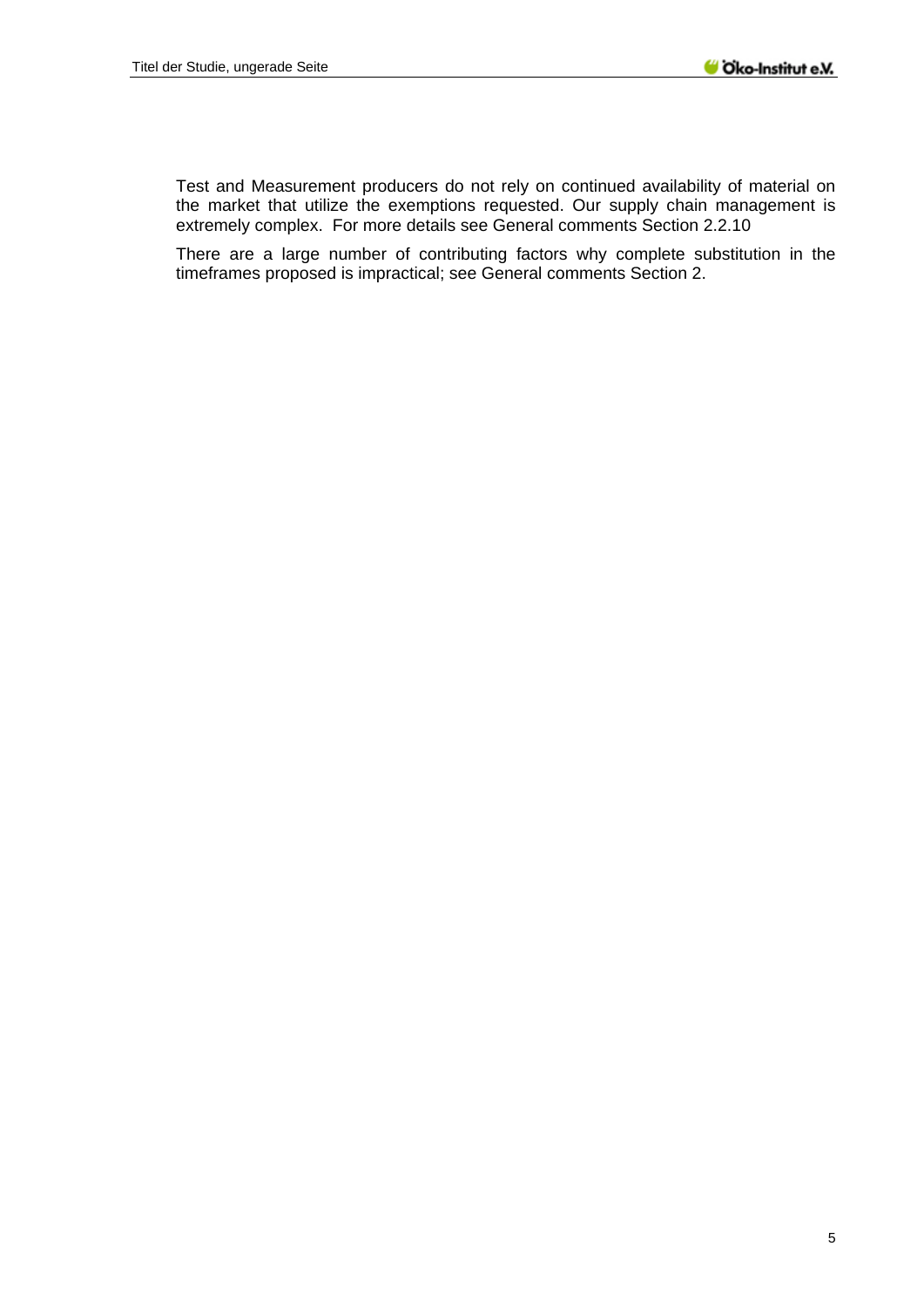Test and Measurement producers do not rely on continued availability of material on the market that utilize the exemptions requested. Our supply chain management is extremely complex. For more details see General comments Section 2.2.10

There are a large number of contributing factors why complete substitution in the timeframes proposed is impractical; see General comments Section 2.